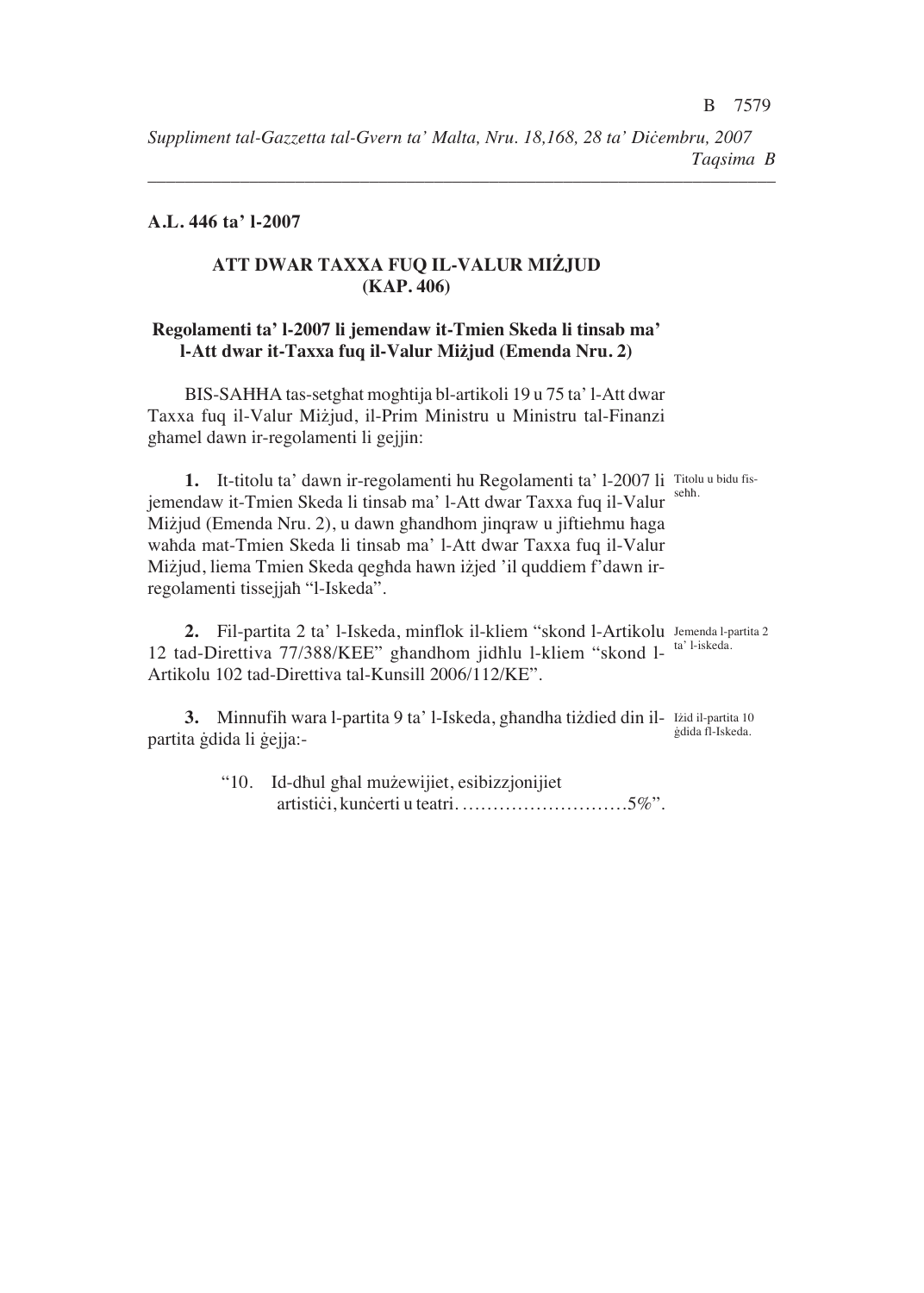**A.L. 446 ta' l-2007**

## ATT DWAR TAXXA FUQ IL-VALUR MIŻJUD (KAP. 406)

### Regolamenti ta' l-2007 li jemendaw it-Tmien Skeda li tinsab ma' l-Att dwar it-Taxxa fuq il-Valur Miżjud (Emenda Nru. 2)

BIS-SAHHA tas-setgħat mogħtija bl-artikoli 19 u 75 ta' l-Att dwar Taxxa fuq il-Valur Miżjud, il-Prim Ministru u Ministru tal-Finanzi għamel dawn ir-regolamenti li ġejjin:

*Titolu u bidu fis-seħħ.*

**1.** It-titolu ta' dawn ir-regolamenti hu Regolamenti ta' l-2007 li jemendaw it-Tmien Skeda li tinsab ma' l-Att dwar Taxxa fuq il-Valur Miżjud (Emenda Nru. 2), u dawn għandhom jinqraw u jiftiehmu ħaġa waħda mat-Tmien Skeda li tinsab ma' l-Att dwar Taxxa fuq il-Valur Miżjud, liema Tmien Skeda qegħda hawn iżjed 'il quddiem f'dawn ir-regolamenti tissejjaħ "l-Iskeda".

*Jemenda l-partita 2 ta' l-iskeda.*

**2.** Fil-partita 2 ta' l-Iskeda, minflok il-kliem "skond l-Artikolu 12 tad-Direttiva 77/388/KEE" għandhom jidħlu l-kliem "skond l-Artikolu 102 tad-Direttiva tal-Kunsill 2006/112/KE".

*Iżid il-partita 10 ġdida fl-Iskeda.*

**3.** Minnufih wara l-partita 9 ta' l-Iskeda, għandha tiżdied din il-partita ġdida li ġejja:-

"10. Id-dħul għal mużewijiet, esibizzjonijiet artistiċi, kunċerti u teatri………………………5%".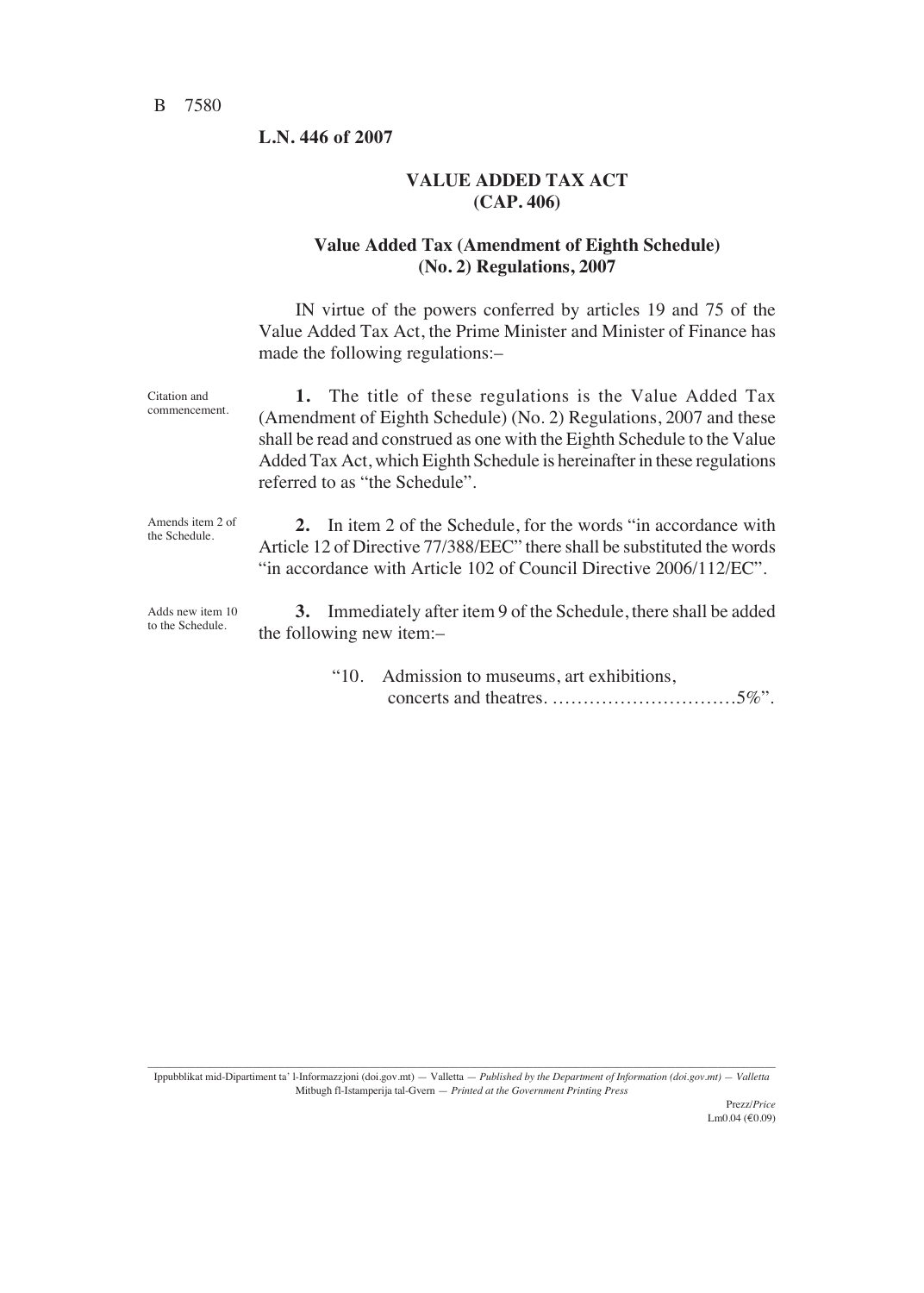**L.N. 446 of 2007**

## VALUE ADDED TAX ACT (CAP. 406)

### Value Added Tax (Amendment of Eighth Schedule) (No. 2) Regulations, 2007

IN virtue of the powers conferred by articles 19 and 75 of the Value Added Tax Act, the Prime Minister and Minister of Finance has made the following regulations:–

*Citation and commencement.*

**1.** The title of these regulations is the Value Added Tax (Amendment of Eighth Schedule) (No. 2) Regulations, 2007 and these shall be read and construed as one with the Eighth Schedule to the Value Added Tax Act, which Eighth Schedule is hereinafter in these regulations referred to as "the Schedule".

*Amends item 2 of the Schedule.*

**2.** In item 2 of the Schedule, for the words "in accordance with Article 12 of Directive 77/388/EEC" there shall be substituted the words "in accordance with Article 102 of Council Directive 2006/112/EC".

*Adds new item 10 to the Schedule.*

**3.** Immediately after item 9 of the Schedule, there shall be added the following new item:–

"10. Admission to museums, art exhibitions, concerts and theatres. ..............................5%".

---

Ippubblikat mid-Dipartiment ta' l-Informazzjoni (doi.gov.mt) — Valletta — *Published by the Department of Information (doi.gov.mt) — Valletta*
Mitbugh fl-Istamperija tal-Gvern — *Printed at the Government Printing Press*

Prezz/*Price*
Lm0.04 (€0.09)